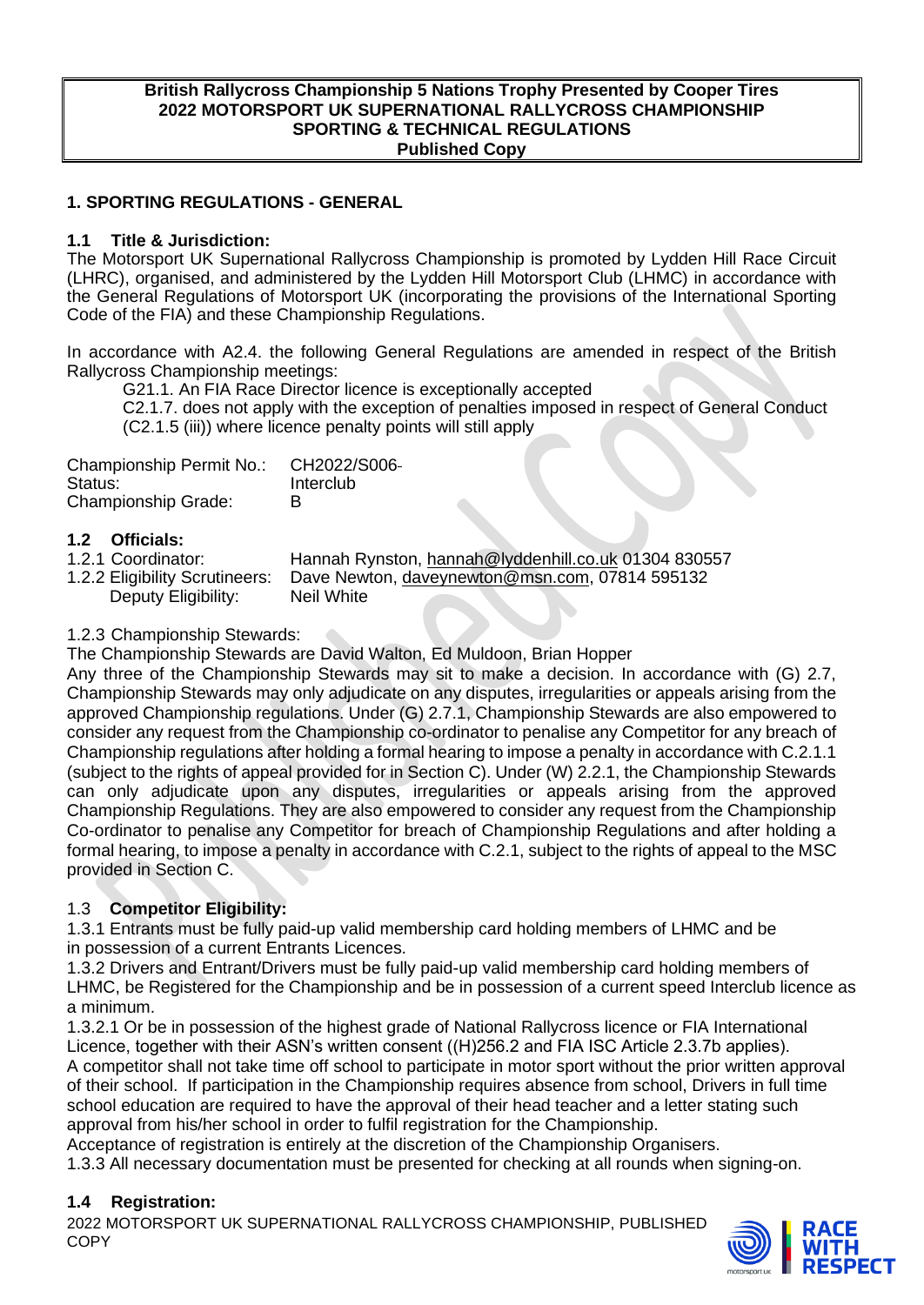**British Rallycross Championship 5 Nations Trophy Presented by Cooper Tires**
**2022 MOTORSPORT UK SUPERNATIONAL RALLYCROSS CHAMPIONSHIP**
**SPORTING & TECHNICAL REGULATIONS**
**Published Copy**

## 1. SPORTING REGULATIONS - GENERAL

### 1.1 Title & Jurisdiction:

The Motorsport UK Supernational Rallycross Championship is promoted by Lydden Hill Race Circuit (LHRC), organised, and administered by the Lydden Hill Motorsport Club (LHMC) in accordance with the General Regulations of Motorsport UK (incorporating the provisions of the International Sporting Code of the FIA) and these Championship Regulations.

In accordance with A2.4. the following General Regulations are amended in respect of the British Rallycross Championship meetings:

G21.1. An FIA Race Director licence is exceptionally accepted

C2.1.7. does not apply with the exception of penalties imposed in respect of General Conduct (C2.1.5 (iii)) where licence penalty points will still apply

| | |
|---|---|
| Championship Permit No.: | CH2022/S006- |
| Status: | Interclub |
| Championship Grade: | B |

### 1.2 Officials:

| | |
|---|---|
| 1.2.1 Coordinator: | Hannah Rynston, hannah@lyddenhill.co.uk 01304 830557 |
| 1.2.2 Eligibility Scrutineers: | Dave Newton, daveynewton@msn.com, 07814 595132 |
| Deputy Eligibility: | Neil White |

1.2.3 Championship Stewards:

The Championship Stewards are David Walton, Ed Muldoon, Brian Hopper

Any three of the Championship Stewards may sit to make a decision. In accordance with (G) 2.7, Championship Stewards may only adjudicate on any disputes, irregularities or appeals arising from the approved Championship regulations. Under (G) 2.7.1, Championship Stewards are also empowered to consider any request from the Championship co-ordinator to penalise any Competitor for any breach of Championship regulations after holding a formal hearing to impose a penalty in accordance with C.2.1.1 (subject to the rights of appeal provided for in Section C). Under (W) 2.2.1, the Championship Stewards can only adjudicate upon any disputes, irregularities or appeals arising from the approved Championship Regulations. They are also empowered to consider any request from the Championship Co-ordinator to penalise any Competitor for breach of Championship Regulations and after holding a formal hearing, to impose a penalty in accordance with C.2.1, subject to the rights of appeal to the MSC provided in Section C.

### 1.3 Competitor Eligibility:

1.3.1 Entrants must be fully paid-up valid membership card holding members of LHMC and be in possession of a current Entrants Licences.

1.3.2 Drivers and Entrant/Drivers must be fully paid-up valid membership card holding members of LHMC, be Registered for the Championship and be in possession of a current speed Interclub licence as a minimum.

1.3.2.1 Or be in possession of the highest grade of National Rallycross licence or FIA International Licence, together with their ASN's written consent ((H)256.2 and FIA ISC Article 2.3.7b applies).

A competitor shall not take time off school to participate in motor sport without the prior written approval of their school. If participation in the Championship requires absence from school, Drivers in full time school education are required to have the approval of their head teacher and a letter stating such approval from his/her school in order to fulfil registration for the Championship.

Acceptance of registration is entirely at the discretion of the Championship Organisers.

1.3.3 All necessary documentation must be presented for checking at all rounds when signing-on.

### 1.4 Registration: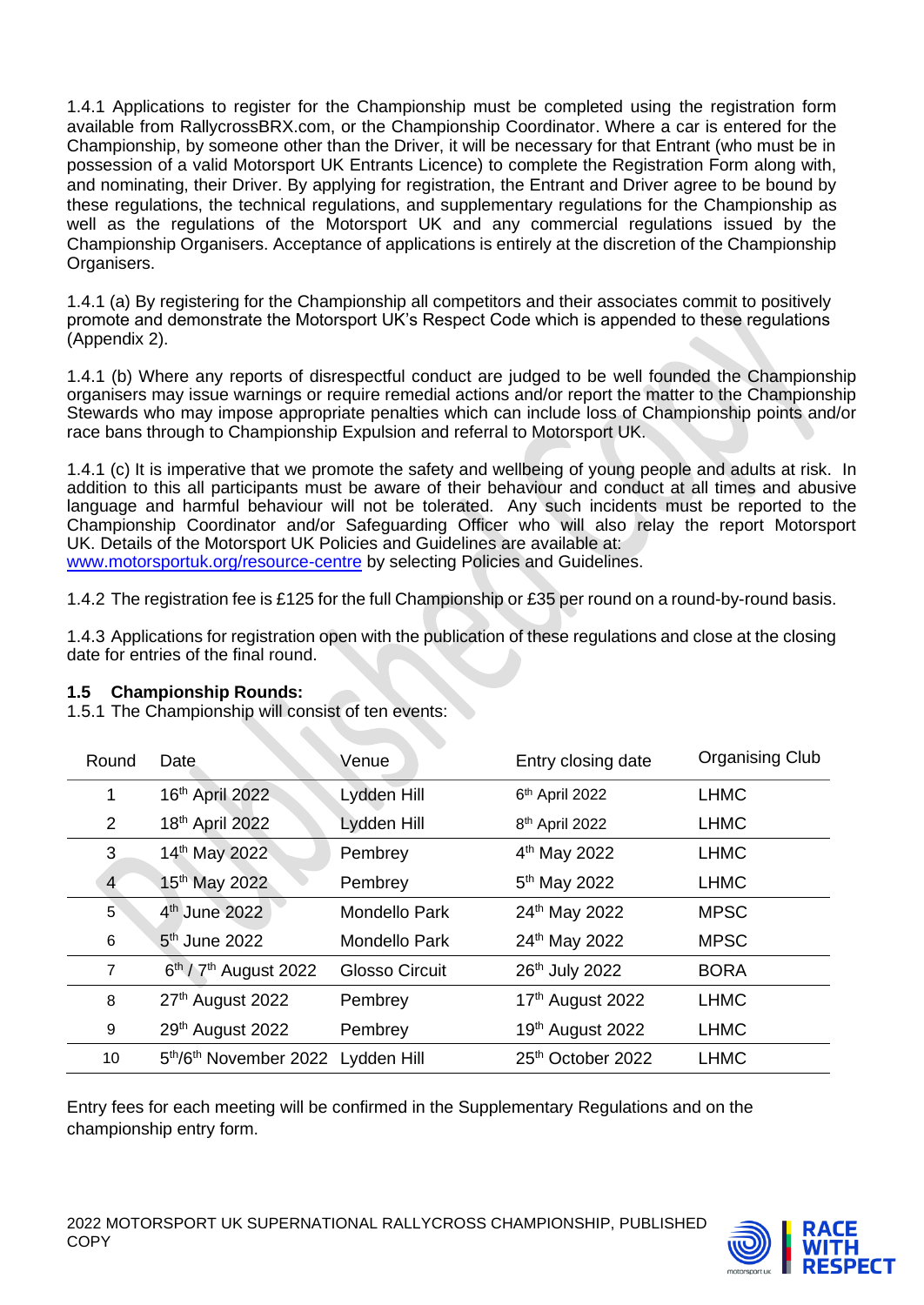1.4.1 Applications to register for the Championship must be completed using the registration form available from RallycrossBRX.com, or the Championship Coordinator. Where a car is entered for the Championship, by someone other than the Driver, it will be necessary for that Entrant (who must be in possession of a valid Motorsport UK Entrants Licence) to complete the Registration Form along with, and nominating, their Driver. By applying for registration, the Entrant and Driver agree to be bound by these regulations, the technical regulations, and supplementary regulations for the Championship as well as the regulations of the Motorsport UK and any commercial regulations issued by the Championship Organisers. Acceptance of applications is entirely at the discretion of the Championship Organisers.

1.4.1 (a) By registering for the Championship all competitors and their associates commit to positively promote and demonstrate the Motorsport UK's Respect Code which is appended to these regulations (Appendix 2).

1.4.1 (b) Where any reports of disrespectful conduct are judged to be well founded the Championship organisers may issue warnings or require remedial actions and/or report the matter to the Championship Stewards who may impose appropriate penalties which can include loss of Championship points and/or race bans through to Championship Expulsion and referral to Motorsport UK.

1.4.1 (c) It is imperative that we promote the safety and wellbeing of young people and adults at risk. In addition to this all participants must be aware of their behaviour and conduct at all times and abusive language and harmful behaviour will not be tolerated. Any such incidents must be reported to the Championship Coordinator and/or Safeguarding Officer who will also relay the report Motorsport UK. Details of the Motorsport UK Policies and Guidelines are available at: www.motorsportuk.org/resource-centre by selecting Policies and Guidelines.

1.4.2 The registration fee is £125 for the full Championship or £35 per round on a round-by-round basis.

1.4.3 Applications for registration open with the publication of these regulations and close at the closing date for entries of the final round.

**1.5 Championship Rounds:**

1.5.1 The Championship will consist of ten events:

| Round | Date | Venue | Entry closing date | Organising Club |
|---|---|---|---|---|
| 1 | 16th April 2022 | Lydden Hill | 6th April 2022 | LHMC |
| 2 | 18th April 2022 | Lydden Hill | 8th April 2022 | LHMC |
| 3 | 14th May 2022 | Pembrey | 4th May 2022 | LHMC |
| 4 | 15th May 2022 | Pembrey | 5th May 2022 | LHMC |
| 5 | 4th June 2022 | Mondello Park | 24th May 2022 | MPSC |
| 6 | 5th June 2022 | Mondello Park | 24th May 2022 | MPSC |
| 7 | 6th / 7th August 2022 | Glosso Circuit | 26th July 2022 | BORA |
| 8 | 27th August 2022 | Pembrey | 17th August 2022 | LHMC |
| 9 | 29th August 2022 | Pembrey | 19th August 2022 | LHMC |
| 10 | 5th/6th November 2022 | Lydden Hill | 25th October 2022 | LHMC |

Entry fees for each meeting will be confirmed in the Supplementary Regulations and on the championship entry form.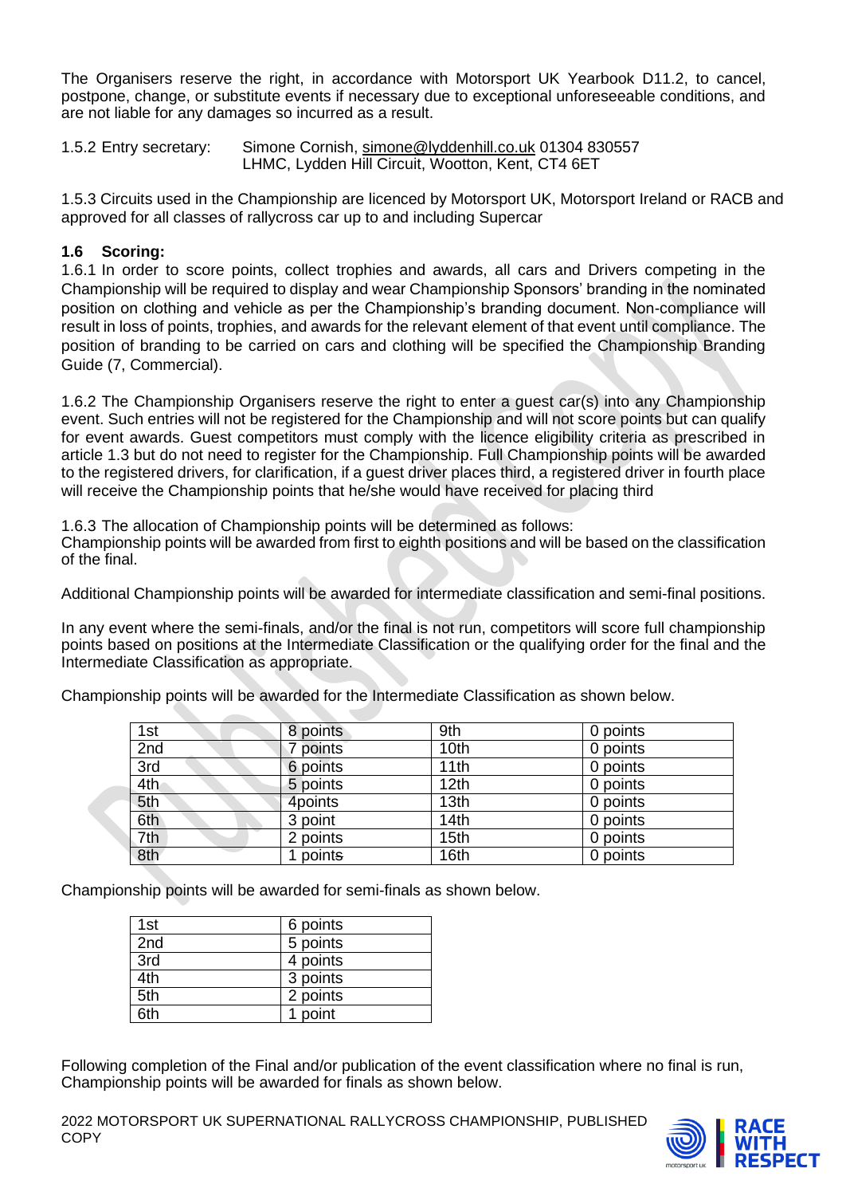The Organisers reserve the right, in accordance with Motorsport UK Yearbook D11.2, to cancel, postpone, change, or substitute events if necessary due to exceptional unforeseeable conditions, and are not liable for any damages so incurred as a result.

1.5.2 Entry secretary: Simone Cornish, simone@lyddenhill.co.uk 01304 830557
LHMC, Lydden Hill Circuit, Wootton, Kent, CT4 6ET

1.5.3 Circuits used in the Championship are licenced by Motorsport UK, Motorsport Ireland or RACB and approved for all classes of rallycross car up to and including Supercar

### 1.6 Scoring:

1.6.1 In order to score points, collect trophies and awards, all cars and Drivers competing in the Championship will be required to display and wear Championship Sponsors' branding in the nominated position on clothing and vehicle as per the Championship's branding document. Non-compliance will result in loss of points, trophies, and awards for the relevant element of that event until compliance. The position of branding to be carried on cars and clothing will be specified the Championship Branding Guide (7, Commercial).

1.6.2 The Championship Organisers reserve the right to enter a guest car(s) into any Championship event. Such entries will not be registered for the Championship and will not score points but can qualify for event awards. Guest competitors must comply with the licence eligibility criteria as prescribed in article 1.3 but do not need to register for the Championship. Full Championship points will be awarded to the registered drivers, for clarification, if a guest driver places third, a registered driver in fourth place will receive the Championship points that he/she would have received for placing third

1.6.3 The allocation of Championship points will be determined as follows:
Championship points will be awarded from first to eighth positions and will be based on the classification of the final.

Additional Championship points will be awarded for intermediate classification and semi-final positions.

In any event where the semi-finals, and/or the final is not run, competitors will score full championship points based on positions at the Intermediate Classification or the qualifying order for the final and the Intermediate Classification as appropriate.

Championship points will be awarded for the Intermediate Classification as shown below.

| 1st | 8 points | 9th | 0 points |
|---|---|---|---|
| 2nd | 7 points | 10th | 0 points |
| 3rd | 6 points | 11th | 0 points |
| 4th | 5 points | 12th | 0 points |
| 5th | 4points | 13th | 0 points |
| 6th | 3 point | 14th | 0 points |
| 7th | 2 points | 15th | 0 points |
| 8th | 1 points | 16th | 0 points |

Championship points will be awarded for semi-finals as shown below.

| 1st | 6 points |
|---|---|
| 2nd | 5 points |
| 3rd | 4 points |
| 4th | 3 points |
| 5th | 2 points |
| 6th | 1 point |

Following completion of the Final and/or publication of the event classification where no final is run, Championship points will be awarded for finals as shown below.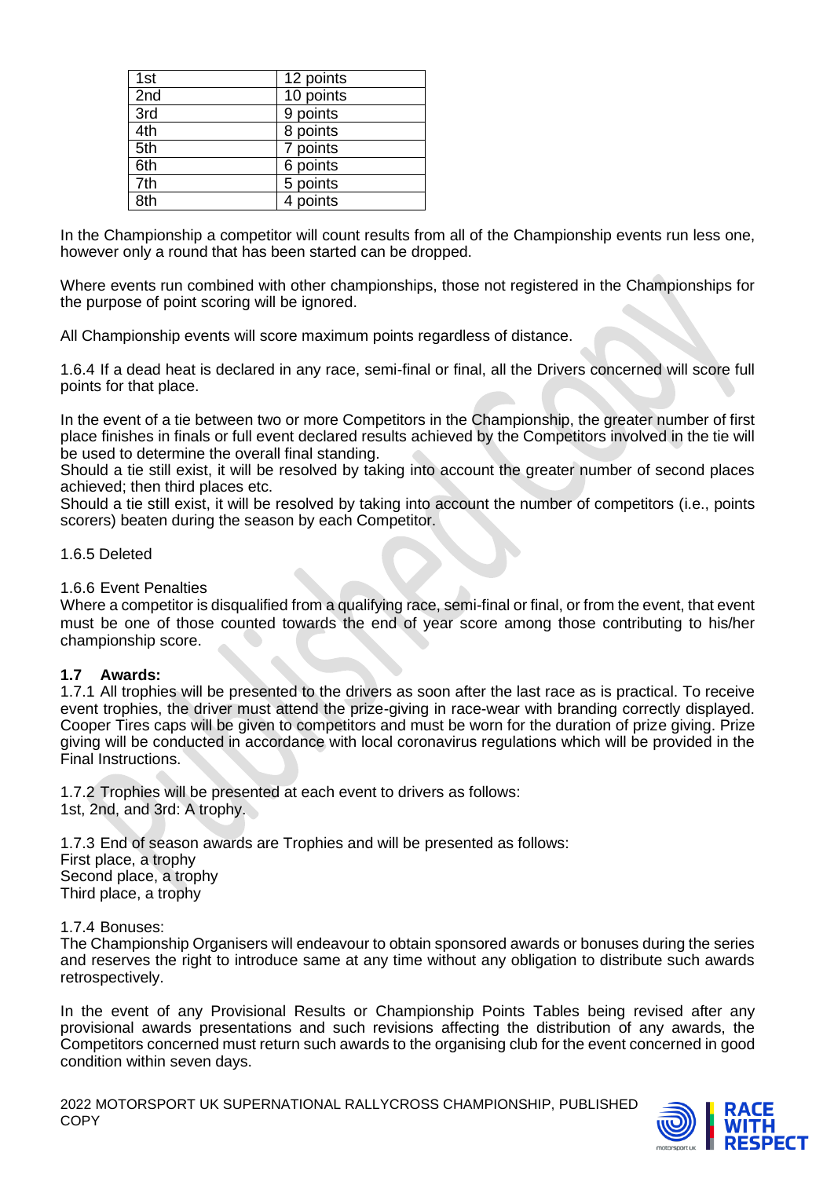| 1st | 12 points |
|---|---|
| 2nd | 10 points |
| 3rd | 9 points |
| 4th | 8 points |
| 5th | 7 points |
| 6th | 6 points |
| 7th | 5 points |
| 8th | 4 points |

In the Championship a competitor will count results from all of the Championship events run less one, however only a round that has been started can be dropped.

Where events run combined with other championships, those not registered in the Championships for the purpose of point scoring will be ignored.

All Championship events will score maximum points regardless of distance.

1.6.4 If a dead heat is declared in any race, semi-final or final, all the Drivers concerned will score full points for that place.

In the event of a tie between two or more Competitors in the Championship, the greater number of first place finishes in finals or full event declared results achieved by the Competitors involved in the tie will be used to determine the overall final standing.
Should a tie still exist, it will be resolved by taking into account the greater number of second places achieved; then third places etc.
Should a tie still exist, it will be resolved by taking into account the number of competitors (i.e., points scorers) beaten during the season by each Competitor.

1.6.5 Deleted

1.6.6 Event Penalties
Where a competitor is disqualified from a qualifying race, semi-final or final, or from the event, that event must be one of those counted towards the end of year score among those contributing to his/her championship score.

**1.7 Awards:**
1.7.1 All trophies will be presented to the drivers as soon after the last race as is practical. To receive event trophies, the driver must attend the prize-giving in race-wear with branding correctly displayed. Cooper Tires caps will be given to competitors and must be worn for the duration of prize giving. Prize giving will be conducted in accordance with local coronavirus regulations which will be provided in the Final Instructions.

1.7.2 Trophies will be presented at each event to drivers as follows:
1st, 2nd, and 3rd: A trophy.

1.7.3 End of season awards are Trophies and will be presented as follows:
First place, a trophy
Second place, a trophy
Third place, a trophy

1.7.4 Bonuses:
The Championship Organisers will endeavour to obtain sponsored awards or bonuses during the series and reserves the right to introduce same at any time without any obligation to distribute such awards retrospectively.

In the event of any Provisional Results or Championship Points Tables being revised after any provisional awards presentations and such revisions affecting the distribution of any awards, the Competitors concerned must return such awards to the organising club for the event concerned in good condition within seven days.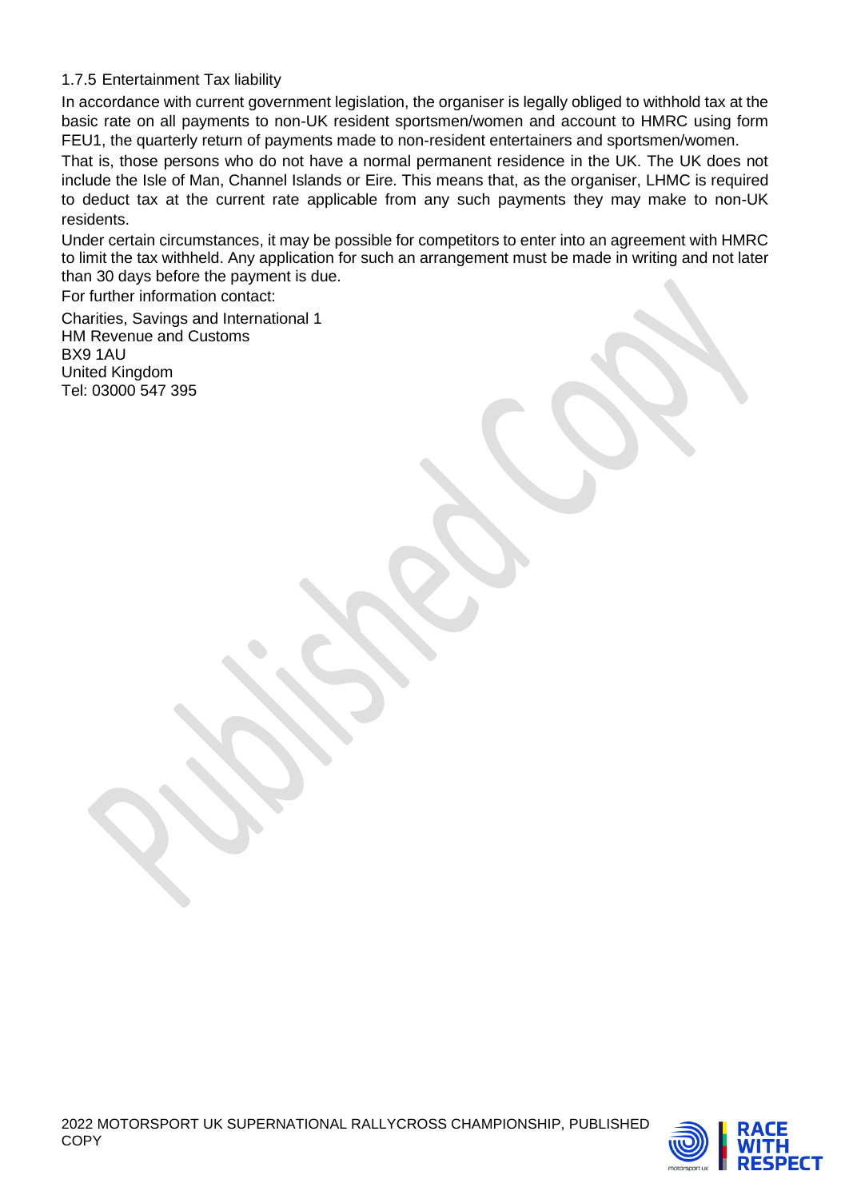### 1.7.5 Entertainment Tax liability

In accordance with current government legislation, the organiser is legally obliged to withhold tax at the basic rate on all payments to non-UK resident sportsmen/women and account to HMRC using form FEU1, the quarterly return of payments made to non-resident entertainers and sportsmen/women.

That is, those persons who do not have a normal permanent residence in the UK. The UK does not include the Isle of Man, Channel Islands or Eire. This means that, as the organiser, LHMC is required to deduct tax at the current rate applicable from any such payments they may make to non-UK residents.

Under certain circumstances, it may be possible for competitors to enter into an agreement with HMRC to limit the tax withheld. Any application for such an arrangement must be made in writing and not later than 30 days before the payment is due.

For further information contact:

Charities, Savings and International 1
HM Revenue and Customs
BX9 1AU
United Kingdom
Tel: 03000 547 395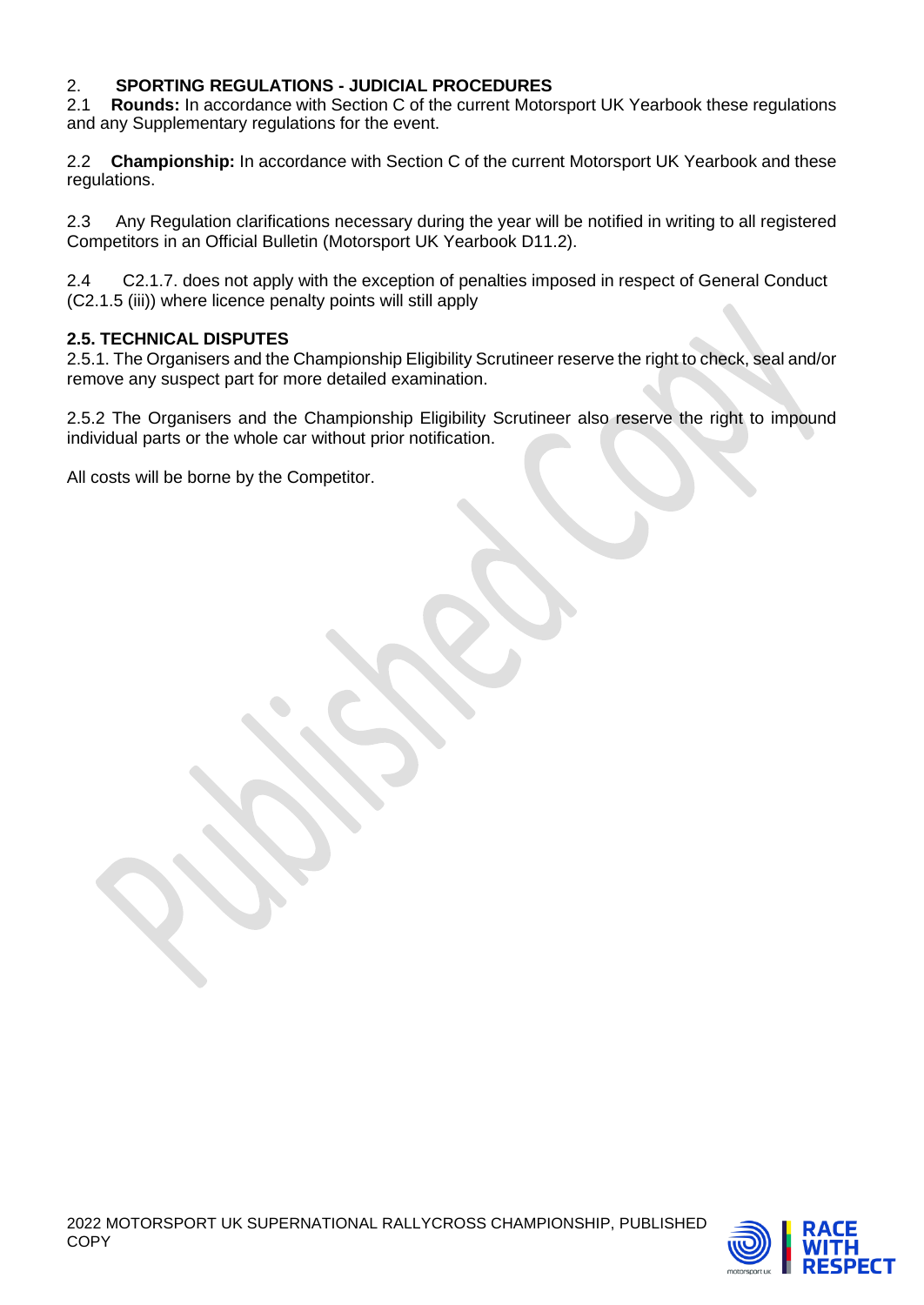## 2. SPORTING REGULATIONS - JUDICIAL PROCEDURES

2.1 **Rounds:** In accordance with Section C of the current Motorsport UK Yearbook these regulations and any Supplementary regulations for the event.

2.2 **Championship:** In accordance with Section C of the current Motorsport UK Yearbook and these regulations.

2.3 Any Regulation clarifications necessary during the year will be notified in writing to all registered Competitors in an Official Bulletin (Motorsport UK Yearbook D11.2).

2.4 C2.1.7. does not apply with the exception of penalties imposed in respect of General Conduct (C2.1.5 (iii)) where licence penalty points will still apply

### 2.5. TECHNICAL DISPUTES

2.5.1. The Organisers and the Championship Eligibility Scrutineer reserve the right to check, seal and/or remove any suspect part for more detailed examination.

2.5.2 The Organisers and the Championship Eligibility Scrutineer also reserve the right to impound individual parts or the whole car without prior notification.

All costs will be borne by the Competitor.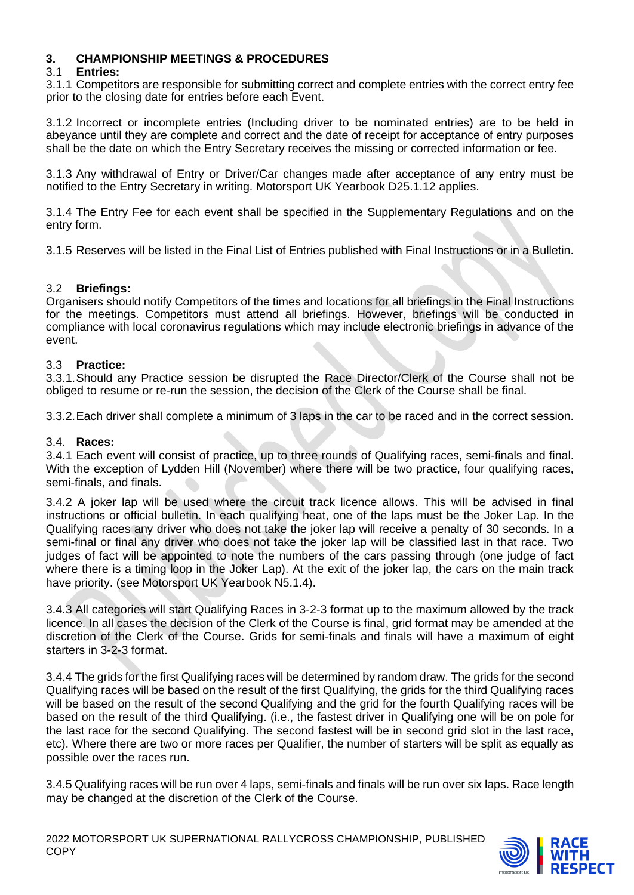## 3. CHAMPIONSHIP MEETINGS & PROCEDURES

### 3.1 Entries:

3.1.1 Competitors are responsible for submitting correct and complete entries with the correct entry fee prior to the closing date for entries before each Event.

3.1.2 Incorrect or incomplete entries (Including driver to be nominated entries) are to be held in abeyance until they are complete and correct and the date of receipt for acceptance of entry purposes shall be the date on which the Entry Secretary receives the missing or corrected information or fee.

3.1.3 Any withdrawal of Entry or Driver/Car changes made after acceptance of any entry must be notified to the Entry Secretary in writing. Motorsport UK Yearbook D25.1.12 applies.

3.1.4 The Entry Fee for each event shall be specified in the Supplementary Regulations and on the entry form.

3.1.5 Reserves will be listed in the Final List of Entries published with Final Instructions or in a Bulletin.

### 3.2 Briefings:

Organisers should notify Competitors of the times and locations for all briefings in the Final Instructions for the meetings. Competitors must attend all briefings. However, briefings will be conducted in compliance with local coronavirus regulations which may include electronic briefings in advance of the event.

### 3.3 Practice:

3.3.1. Should any Practice session be disrupted the Race Director/Clerk of the Course shall not be obliged to resume or re-run the session, the decision of the Clerk of the Course shall be final.

3.3.2. Each driver shall complete a minimum of 3 laps in the car to be raced and in the correct session.

### 3.4. Races:

3.4.1 Each event will consist of practice, up to three rounds of Qualifying races, semi-finals and final. With the exception of Lydden Hill (November) where there will be two practice, four qualifying races, semi-finals, and finals.

3.4.2 A joker lap will be used where the circuit track licence allows. This will be advised in final instructions or official bulletin. In each qualifying heat, one of the laps must be the Joker Lap. In the Qualifying races any driver who does not take the joker lap will receive a penalty of 30 seconds. In a semi-final or final any driver who does not take the joker lap will be classified last in that race. Two judges of fact will be appointed to note the numbers of the cars passing through (one judge of fact where there is a timing loop in the Joker Lap). At the exit of the joker lap, the cars on the main track have priority. (see Motorsport UK Yearbook N5.1.4).

3.4.3 All categories will start Qualifying Races in 3-2-3 format up to the maximum allowed by the track licence. In all cases the decision of the Clerk of the Course is final, grid format may be amended at the discretion of the Clerk of the Course. Grids for semi-finals and finals will have a maximum of eight starters in 3-2-3 format.

3.4.4 The grids for the first Qualifying races will be determined by random draw. The grids for the second Qualifying races will be based on the result of the first Qualifying, the grids for the third Qualifying races will be based on the result of the second Qualifying and the grid for the fourth Qualifying races will be based on the result of the third Qualifying. (i.e., the fastest driver in Qualifying one will be on pole for the last race for the second Qualifying. The second fastest will be in second grid slot in the last race, etc). Where there are two or more races per Qualifier, the number of starters will be split as equally as possible over the races run.

3.4.5 Qualifying races will be run over 4 laps, semi-finals and finals will be run over six laps. Race length may be changed at the discretion of the Clerk of the Course.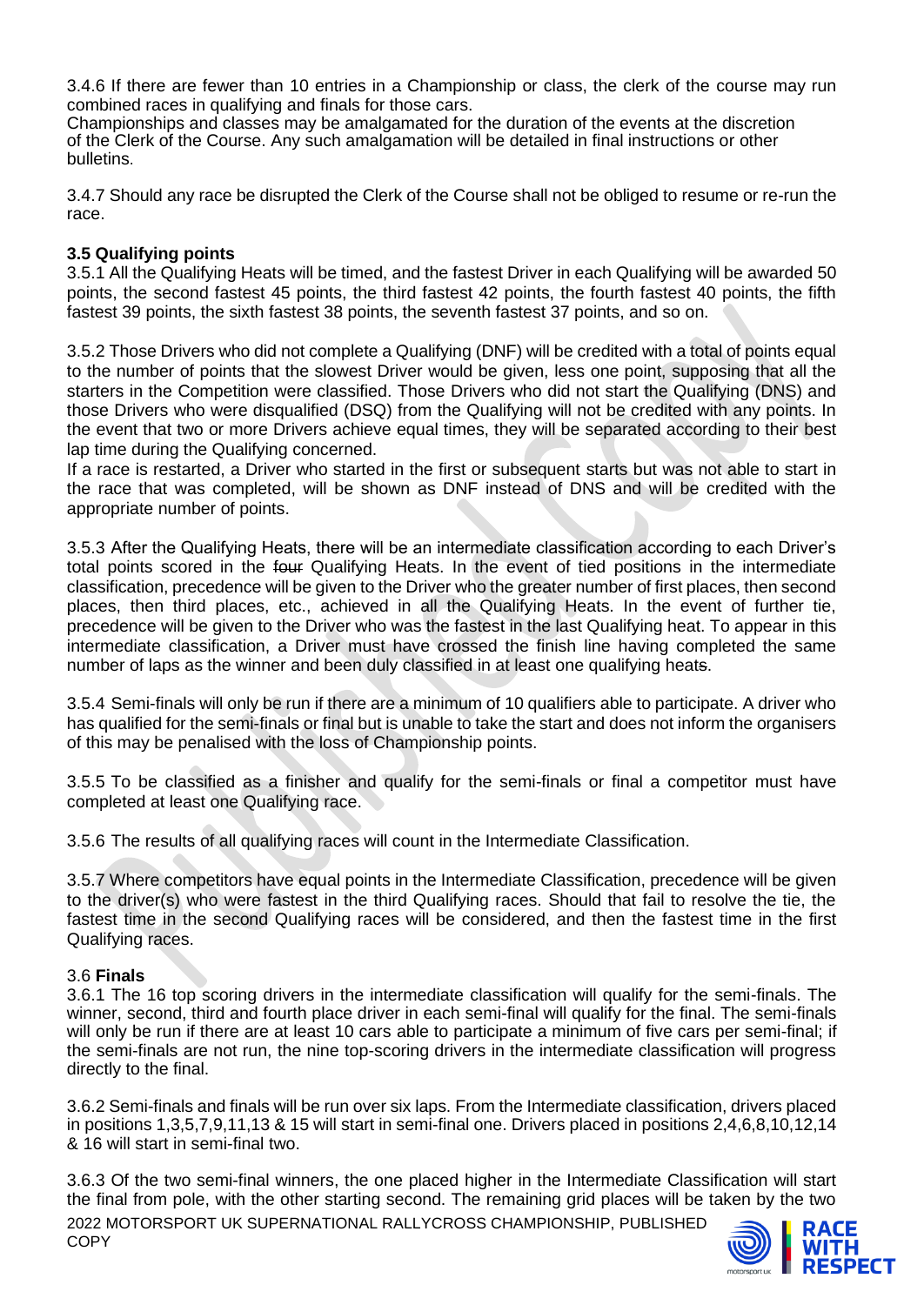3.4.6 If there are fewer than 10 entries in a Championship or class, the clerk of the course may run combined races in qualifying and finals for those cars.
Championships and classes may be amalgamated for the duration of the events at the discretion of the Clerk of the Course. Any such amalgamation will be detailed in final instructions or other bulletins.

3.4.7 Should any race be disrupted the Clerk of the Course shall not be obliged to resume or re-run the race.

**3.5 Qualifying points**

3.5.1 All the Qualifying Heats will be timed, and the fastest Driver in each Qualifying will be awarded 50 points, the second fastest 45 points, the third fastest 42 points, the fourth fastest 40 points, the fifth fastest 39 points, the sixth fastest 38 points, the seventh fastest 37 points, and so on.

3.5.2 Those Drivers who did not complete a Qualifying (DNF) will be credited with a total of points equal to the number of points that the slowest Driver would be given, less one point, supposing that all the starters in the Competition were classified. Those Drivers who did not start the Qualifying (DNS) and those Drivers who were disqualified (DSQ) from the Qualifying will not be credited with any points. In the event that two or more Drivers achieve equal times, they will be separated according to their best lap time during the Qualifying concerned.
If a race is restarted, a Driver who started in the first or subsequent starts but was not able to start in the race that was completed, will be shown as DNF instead of DNS and will be credited with the appropriate number of points.

3.5.3 After the Qualifying Heats, there will be an intermediate classification according to each Driver's total points scored in the ~~four~~ Qualifying Heats. In the event of tied positions in the intermediate classification, precedence will be given to the Driver who the greater number of first places, then second places, then third places, etc., achieved in all the Qualifying Heats. In the event of further tie, precedence will be given to the Driver who was the fastest in the last Qualifying heat. To appear in this intermediate classification, a Driver must have crossed the finish line having completed the same number of laps as the winner and been duly classified in at least one qualifying heats.

3.5.4 Semi-finals will only be run if there are a minimum of 10 qualifiers able to participate. A driver who has qualified for the semi-finals or final but is unable to take the start and does not inform the organisers of this may be penalised with the loss of Championship points.

3.5.5 To be classified as a finisher and qualify for the semi-finals or final a competitor must have completed at least one Qualifying race.

3.5.6 The results of all qualifying races will count in the Intermediate Classification.

3.5.7 Where competitors have equal points in the Intermediate Classification, precedence will be given to the driver(s) who were fastest in the third Qualifying races. Should that fail to resolve the tie, the fastest time in the second Qualifying races will be considered, and then the fastest time in the first Qualifying races.

3.6 **Finals**

3.6.1 The 16 top scoring drivers in the intermediate classification will qualify for the semi-finals. The winner, second, third and fourth place driver in each semi-final will qualify for the final. The semi-finals will only be run if there are at least 10 cars able to participate a minimum of five cars per semi-final; if the semi-finals are not run, the nine top-scoring drivers in the intermediate classification will progress directly to the final.

3.6.2 Semi-finals and finals will be run over six laps. From the Intermediate classification, drivers placed in positions 1,3,5,7,9,11,13 & 15 will start in semi-final one. Drivers placed in positions 2,4,6,8,10,12,14 & 16 will start in semi-final two.

3.6.3 Of the two semi-final winners, the one placed higher in the Intermediate Classification will start the final from pole, with the other starting second. The remaining grid places will be taken by the two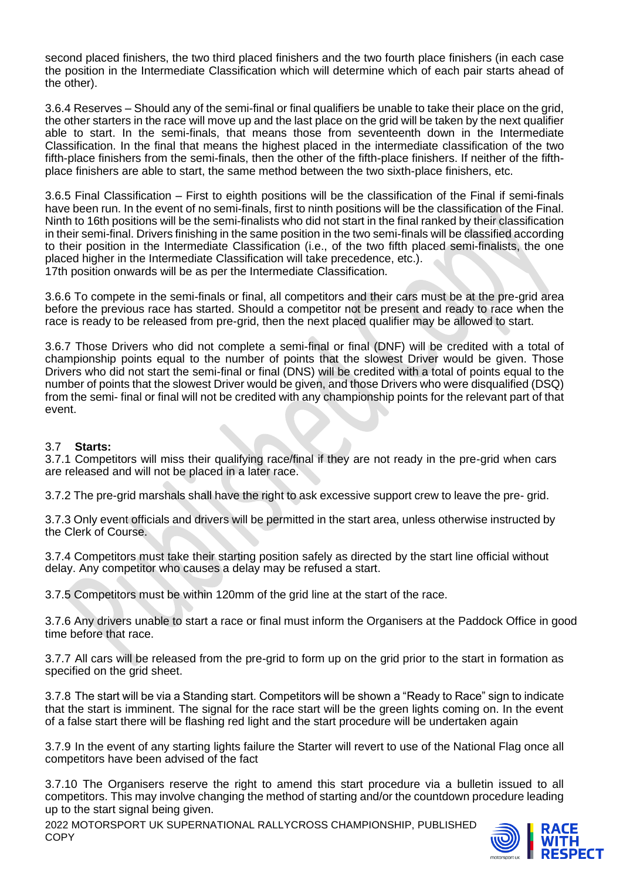second placed finishers, the two third placed finishers and the two fourth place finishers (in each case the position in the Intermediate Classification which will determine which of each pair starts ahead of the other).

3.6.4 Reserves – Should any of the semi-final or final qualifiers be unable to take their place on the grid, the other starters in the race will move up and the last place on the grid will be taken by the next qualifier able to start. In the semi-finals, that means those from seventeenth down in the Intermediate Classification. In the final that means the highest placed in the intermediate classification of the two fifth-place finishers from the semi-finals, then the other of the fifth-place finishers. If neither of the fifth-place finishers are able to start, the same method between the two sixth-place finishers, etc.

3.6.5 Final Classification – First to eighth positions will be the classification of the Final if semi-finals have been run. In the event of no semi-finals, first to ninth positions will be the classification of the Final. Ninth to 16th positions will be the semi-finalists who did not start in the final ranked by their classification in their semi-final. Drivers finishing in the same position in the two semi-finals will be classified according to their position in the Intermediate Classification (i.e., of the two fifth placed semi-finalists, the one placed higher in the Intermediate Classification will take precedence, etc.).
17th position onwards will be as per the Intermediate Classification.

3.6.6 To compete in the semi-finals or final, all competitors and their cars must be at the pre-grid area before the previous race has started. Should a competitor not be present and ready to race when the race is ready to be released from pre-grid, then the next placed qualifier may be allowed to start.

3.6.7 Those Drivers who did not complete a semi-final or final (DNF) will be credited with a total of championship points equal to the number of points that the slowest Driver would be given. Those Drivers who did not start the semi-final or final (DNS) will be credited with a total of points equal to the number of points that the slowest Driver would be given, and those Drivers who were disqualified (DSQ) from the semi- final or final will not be credited with any championship points for the relevant part of that event.

## 3.7 **Starts:**

3.7.1 Competitors will miss their qualifying race/final if they are not ready in the pre-grid when cars are released and will not be placed in a later race.

3.7.2 The pre-grid marshals shall have the right to ask excessive support crew to leave the pre- grid.

3.7.3 Only event officials and drivers will be permitted in the start area, unless otherwise instructed by the Clerk of Course.

3.7.4 Competitors must take their starting position safely as directed by the start line official without delay. Any competitor who causes a delay may be refused a start.

3.7.5 Competitors must be within 120mm of the grid line at the start of the race.

3.7.6 Any drivers unable to start a race or final must inform the Organisers at the Paddock Office in good time before that race.

3.7.7 All cars will be released from the pre-grid to form up on the grid prior to the start in formation as specified on the grid sheet.

3.7.8 The start will be via a Standing start. Competitors will be shown a "Ready to Race" sign to indicate that the start is imminent. The signal for the race start will be the green lights coming on. In the event of a false start there will be flashing red light and the start procedure will be undertaken again

3.7.9 In the event of any starting lights failure the Starter will revert to use of the National Flag once all competitors have been advised of the fact

3.7.10 The Organisers reserve the right to amend this start procedure via a bulletin issued to all competitors. This may involve changing the method of starting and/or the countdown procedure leading up to the start signal being given.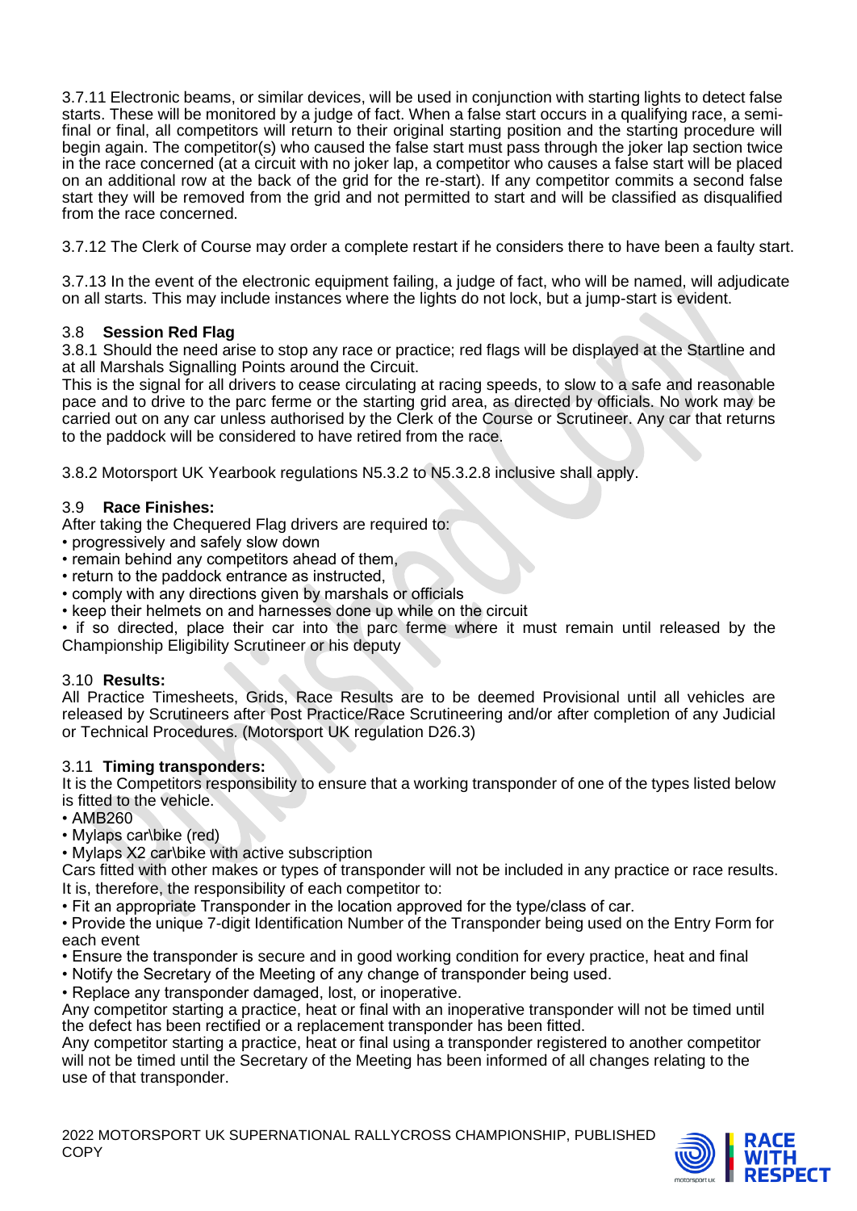3.7.11 Electronic beams, or similar devices, will be used in conjunction with starting lights to detect false starts. These will be monitored by a judge of fact. When a false start occurs in a qualifying race, a semi-final or final, all competitors will return to their original starting position and the starting procedure will begin again. The competitor(s) who caused the false start must pass through the joker lap section twice in the race concerned (at a circuit with no joker lap, a competitor who causes a false start will be placed on an additional row at the back of the grid for the re-start). If any competitor commits a second false start they will be removed from the grid and not permitted to start and will be classified as disqualified from the race concerned.

3.7.12 The Clerk of Course may order a complete restart if he considers there to have been a faulty start.

3.7.13 In the event of the electronic equipment failing, a judge of fact, who will be named, will adjudicate on all starts. This may include instances where the lights do not lock, but a jump-start is evident.

## 3.8 **Session Red Flag**

3.8.1 Should the need arise to stop any race or practice; red flags will be displayed at the Startline and at all Marshals Signalling Points around the Circuit.
This is the signal for all drivers to cease circulating at racing speeds, to slow to a safe and reasonable pace and to drive to the parc ferme or the starting grid area, as directed by officials. No work may be carried out on any car unless authorised by the Clerk of the Course or Scrutineer. Any car that returns to the paddock will be considered to have retired from the race.

3.8.2 Motorsport UK Yearbook regulations N5.3.2 to N5.3.2.8 inclusive shall apply.

## 3.9 **Race Finishes:**

After taking the Chequered Flag drivers are required to:

- progressively and safely slow down
- remain behind any competitors ahead of them,
- return to the paddock entrance as instructed,
- comply with any directions given by marshals or officials
- keep their helmets on and harnesses done up while on the circuit
- if so directed, place their car into the parc ferme where it must remain until released by the Championship Eligibility Scrutineer or his deputy

## 3.10 **Results:**

All Practice Timesheets, Grids, Race Results are to be deemed Provisional until all vehicles are released by Scrutineers after Post Practice/Race Scrutineering and/or after completion of any Judicial or Technical Procedures. (Motorsport UK regulation D26.3)

## 3.11 **Timing transponders:**

It is the Competitors responsibility to ensure that a working transponder of one of the types listed below is fitted to the vehicle.

- AMB260
- Mylaps car\bike (red)
- Mylaps X2 car\bike with active subscription

Cars fitted with other makes or types of transponder will not be included in any practice or race results.
It is, therefore, the responsibility of each competitor to:

- Fit an appropriate Transponder in the location approved for the type/class of car.
- Provide the unique 7-digit Identification Number of the Transponder being used on the Entry Form for each event
- Ensure the transponder is secure and in good working condition for every practice, heat and final
- Notify the Secretary of the Meeting of any change of transponder being used.
- Replace any transponder damaged, lost, or inoperative.

Any competitor starting a practice, heat or final with an inoperative transponder will not be timed until the defect has been rectified or a replacement transponder has been fitted.
Any competitor starting a practice, heat or final using a transponder registered to another competitor will not be timed until the Secretary of the Meeting has been informed of all changes relating to the use of that transponder.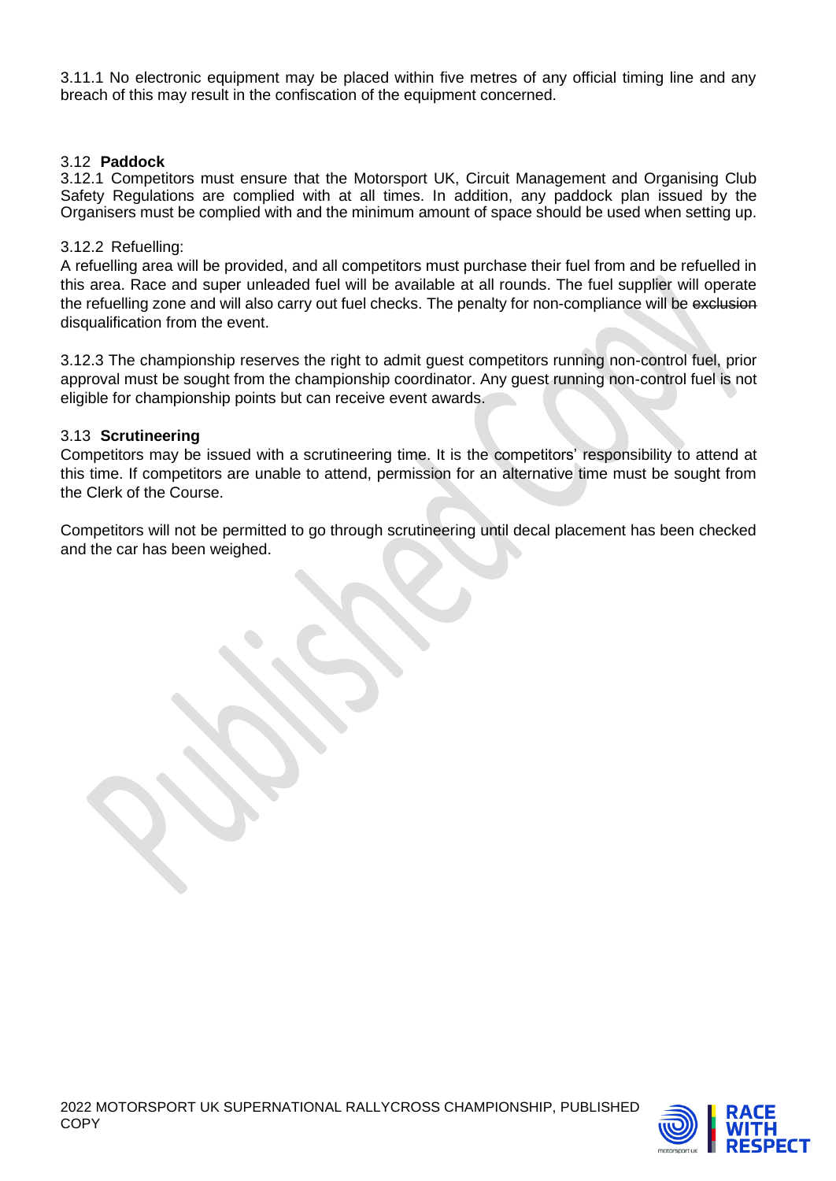3.11.1 No electronic equipment may be placed within five metres of any official timing line and any breach of this may result in the confiscation of the equipment concerned.

### 3.12 **Paddock**

3.12.1 Competitors must ensure that the Motorsport UK, Circuit Management and Organising Club Safety Regulations are complied with at all times. In addition, any paddock plan issued by the Organisers must be complied with and the minimum amount of space should be used when setting up.

3.12.2 Refuelling:
A refuelling area will be provided, and all competitors must purchase their fuel from and be refuelled in this area. Race and super unleaded fuel will be available at all rounds. The fuel supplier will operate the refuelling zone and will also carry out fuel checks. The penalty for non-compliance will be ~~exclusion~~ disqualification from the event.

3.12.3 The championship reserves the right to admit guest competitors running non-control fuel, prior approval must be sought from the championship coordinator. Any guest running non-control fuel is not eligible for championship points but can receive event awards.

### 3.13 **Scrutineering**

Competitors may be issued with a scrutineering time. It is the competitors' responsibility to attend at this time. If competitors are unable to attend, permission for an alternative time must be sought from the Clerk of the Course.

Competitors will not be permitted to go through scrutineering until decal placement has been checked and the car has been weighed.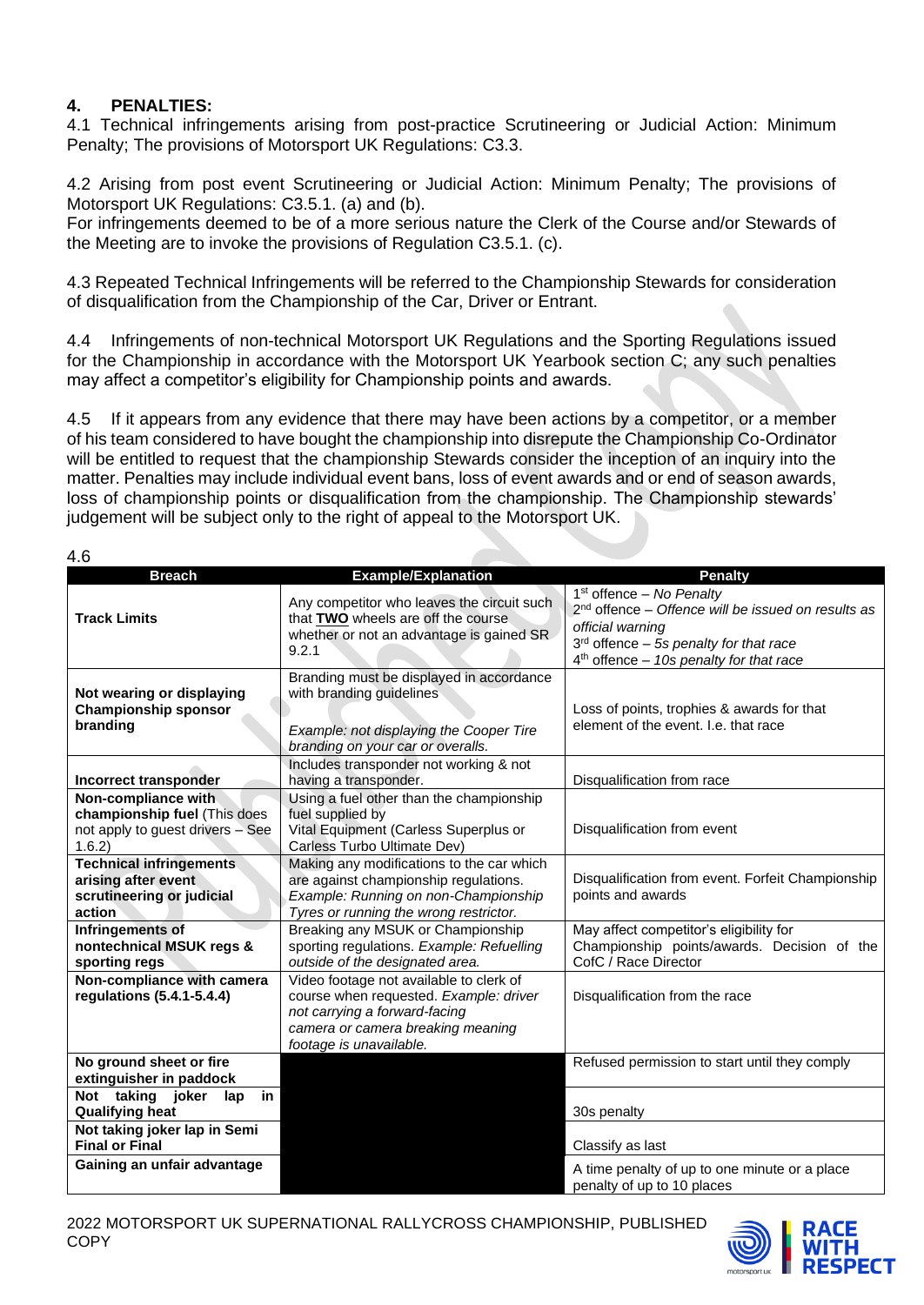## 4. PENALTIES:

4.1 Technical infringements arising from post-practice Scrutineering or Judicial Action: Minimum Penalty; The provisions of Motorsport UK Regulations: C3.3.

4.2 Arising from post event Scrutineering or Judicial Action: Minimum Penalty; The provisions of Motorsport UK Regulations: C3.5.1. (a) and (b).
For infringements deemed to be of a more serious nature the Clerk of the Course and/or Stewards of the Meeting are to invoke the provisions of Regulation C3.5.1. (c).

4.3 Repeated Technical Infringements will be referred to the Championship Stewards for consideration of disqualification from the Championship of the Car, Driver or Entrant.

4.4 Infringements of non-technical Motorsport UK Regulations and the Sporting Regulations issued for the Championship in accordance with the Motorsport UK Yearbook section C; any such penalties may affect a competitor's eligibility for Championship points and awards.

4.5 If it appears from any evidence that there may have been actions by a competitor, or a member of his team considered to have bought the championship into disrepute the Championship Co-Ordinator will be entitled to request that the championship Stewards consider the inception of an inquiry into the matter. Penalties may include individual event bans, loss of event awards and or end of season awards, loss of championship points or disqualification from the championship. The Championship stewards' judgement will be subject only to the right of appeal to the Motorsport UK.

4.6

| Breach | Example/Explanation | Penalty |
|---|---|---|
| **Track Limits** | Any competitor who leaves the circuit such that **TWO** wheels are off the course whether or not an advantage is gained SR 9.2.1 | 1st offence – *No Penalty*<br>2nd offence – *Offence will be issued on results as official warning*<br>3rd offence – *5s penalty for that race*<br>4th offence – *10s penalty for that race* |
| **Not wearing or displaying Championship sponsor branding** | Branding must be displayed in accordance with branding guidelines<br><br>*Example: not displaying the Cooper Tire branding on your car or overalls.* | Loss of points, trophies & awards for that element of the event. I.e. that race |
| **Incorrect transponder** | Includes transponder not working & not having a transponder. | Disqualification from race |
| **Non-compliance with championship fuel** (This does not apply to guest drivers – See 1.6.2) | Using a fuel other than the championship fuel supplied by Vital Equipment (Carless Superplus or Carless Turbo Ultimate Dev) | Disqualification from event |
| **Technical infringements arising after event scrutineering or judicial action** | Making any modifications to the car which are against championship regulations. *Example: Running on non-Championship Tyres or running the wrong restrictor.* | Disqualification from event. Forfeit Championship points and awards |
| **Infringements of nontechnical MSUK regs & sporting regs** | Breaking any MSUK or Championship sporting regulations. *Example: Refuelling outside of the designated area.* | May affect competitor's eligibility for Championship points/awards. Decision of the CofC / Race Director |
| **Non-compliance with camera regulations (5.4.1-5.4.4)** | Video footage not available to clerk of course when requested. *Example: driver not carrying a forward-facing camera or camera breaking meaning footage is unavailable.* | Disqualification from the race |
| **No ground sheet or fire extinguisher in paddock** | | Refused permission to start until they comply |
| **Not taking joker lap in Qualifying heat** | | 30s penalty |
| **Not taking joker lap in Semi Final or Final** | | Classify as last |
| **Gaining an unfair advantage** | | A time penalty of up to one minute or a place penalty of up to 10 places |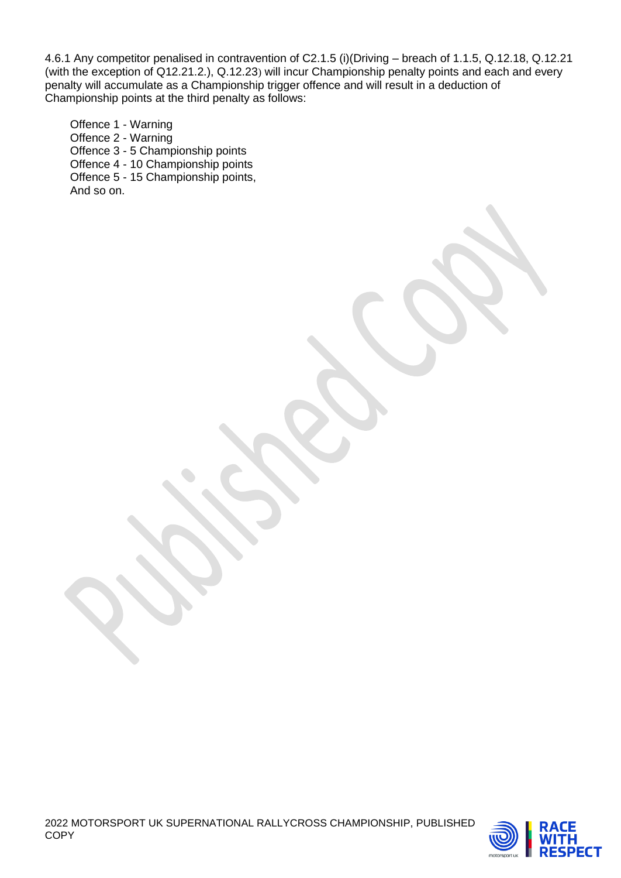4.6.1 Any competitor penalised in contravention of C2.1.5 (i)(Driving – breach of 1.1.5, Q.12.18, Q.12.21 (with the exception of Q12.21.2.), Q.12.23) will incur Championship penalty points and each and every penalty will accumulate as a Championship trigger offence and will result in a deduction of Championship points at the third penalty as follows:

Offence 1 - Warning
Offence 2 - Warning
Offence 3 - 5 Championship points
Offence 4 - 10 Championship points
Offence 5 - 15 Championship points,
And so on.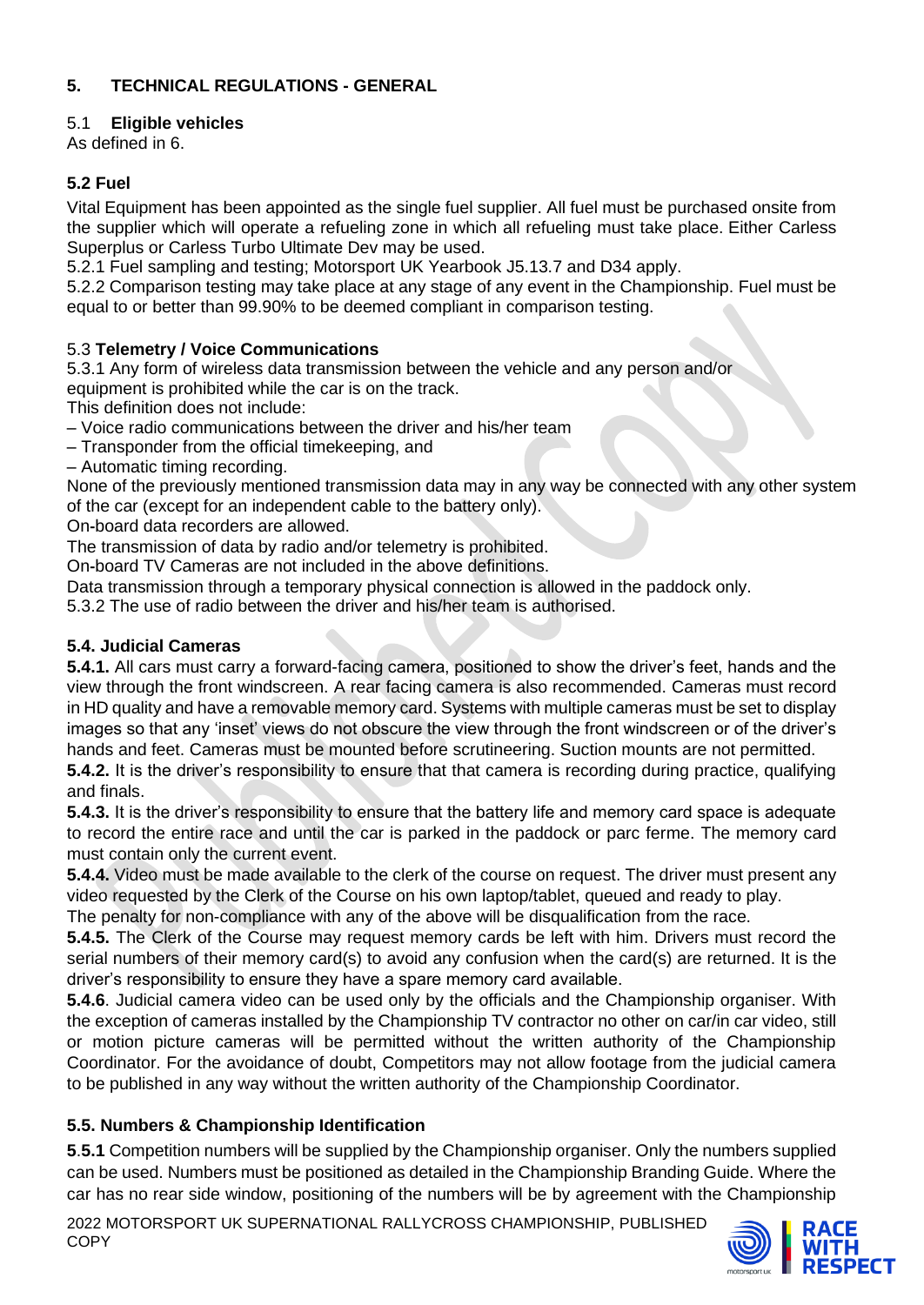## 5. TECHNICAL REGULATIONS - GENERAL

### 5.1 Eligible vehicles

As defined in 6.

### 5.2 Fuel

Vital Equipment has been appointed as the single fuel supplier. All fuel must be purchased onsite from the supplier which will operate a refueling zone in which all refueling must take place. Either Carless Superplus or Carless Turbo Ultimate Dev may be used.

5.2.1 Fuel sampling and testing; Motorsport UK Yearbook J5.13.7 and D34 apply.

5.2.2 Comparison testing may take place at any stage of any event in the Championship. Fuel must be equal to or better than 99.90% to be deemed compliant in comparison testing.

### 5.3 Telemetry / Voice Communications

5.3.1 Any form of wireless data transmission between the vehicle and any person and/or equipment is prohibited while the car is on the track.

This definition does not include:

– Voice radio communications between the driver and his/her team
– Transponder from the official timekeeping, and
– Automatic timing recording.

None of the previously mentioned transmission data may in any way be connected with any other system of the car (except for an independent cable to the battery only).

On-board data recorders are allowed.

The transmission of data by radio and/or telemetry is prohibited.

On-board TV Cameras are not included in the above definitions.

Data transmission through a temporary physical connection is allowed in the paddock only.

5.3.2 The use of radio between the driver and his/her team is authorised.

### 5.4. Judicial Cameras

**5.4.1.** All cars must carry a forward-facing camera, positioned to show the driver's feet, hands and the view through the front windscreen. A rear facing camera is also recommended. Cameras must record in HD quality and have a removable memory card. Systems with multiple cameras must be set to display images so that any 'inset' views do not obscure the view through the front windscreen or of the driver's hands and feet. Cameras must be mounted before scrutineering. Suction mounts are not permitted.

**5.4.2.** It is the driver's responsibility to ensure that that camera is recording during practice, qualifying and finals.

**5.4.3.** It is the driver's responsibility to ensure that the battery life and memory card space is adequate to record the entire race and until the car is parked in the paddock or parc ferme. The memory card must contain only the current event.

**5.4.4.** Video must be made available to the clerk of the course on request. The driver must present any video requested by the Clerk of the Course on his own laptop/tablet, queued and ready to play.

The penalty for non-compliance with any of the above will be disqualification from the race.

**5.4.5.** The Clerk of the Course may request memory cards be left with him. Drivers must record the serial numbers of their memory card(s) to avoid any confusion when the card(s) are returned. It is the driver's responsibility to ensure they have a spare memory card available.

**5.4.6**. Judicial camera video can be used only by the officials and the Championship organiser. With the exception of cameras installed by the Championship TV contractor no other on car/in car video, still or motion picture cameras will be permitted without the written authority of the Championship Coordinator. For the avoidance of doubt, Competitors may not allow footage from the judicial camera to be published in any way without the written authority of the Championship Coordinator.

### 5.5. Numbers & Championship Identification

**5.5.1** Competition numbers will be supplied by the Championship organiser. Only the numbers supplied can be used. Numbers must be positioned as detailed in the Championship Branding Guide. Where the car has no rear side window, positioning of the numbers will be by agreement with the Championship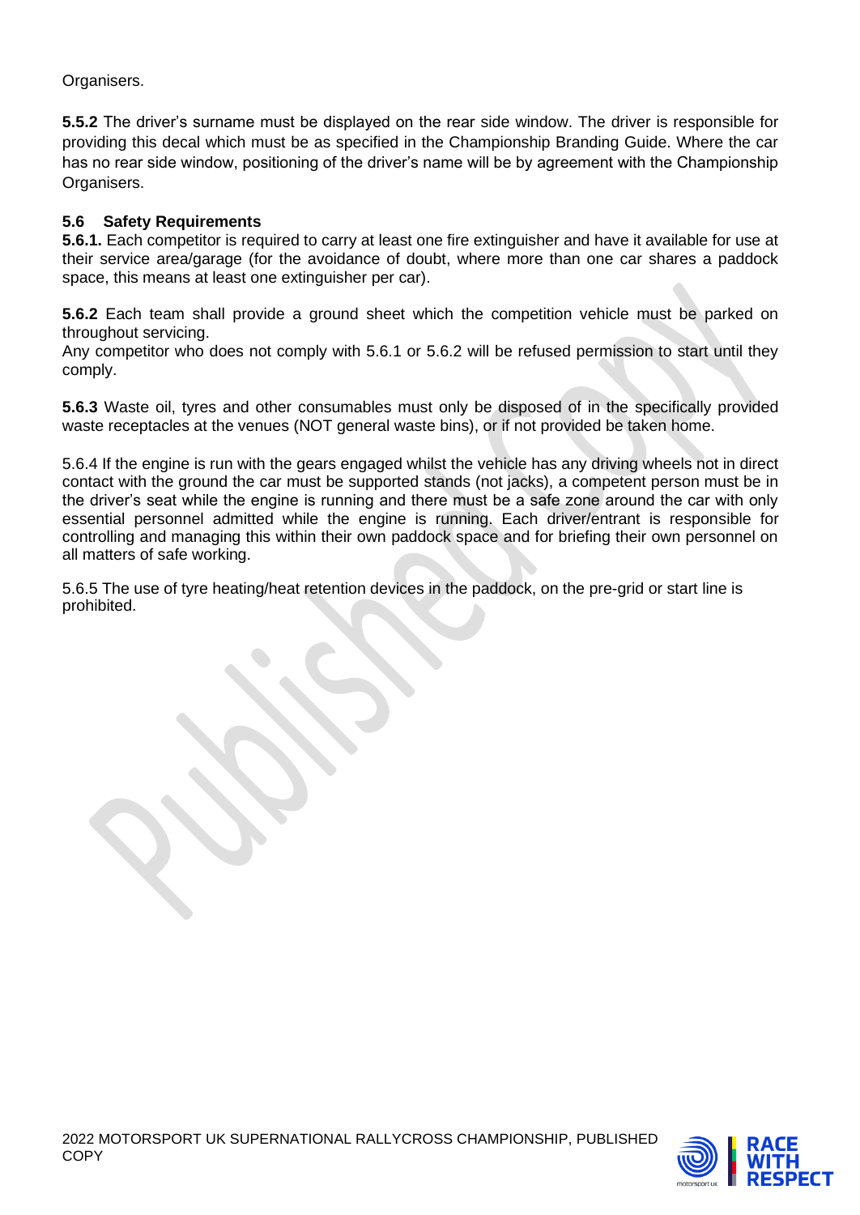Organisers.

**5.5.2** The driver's surname must be displayed on the rear side window. The driver is responsible for providing this decal which must be as specified in the Championship Branding Guide. Where the car has no rear side window, positioning of the driver's name will be by agreement with the Championship Organisers.

### 5.6 Safety Requirements

**5.6.1.** Each competitor is required to carry at least one fire extinguisher and have it available for use at their service area/garage (for the avoidance of doubt, where more than one car shares a paddock space, this means at least one extinguisher per car).

**5.6.2** Each team shall provide a ground sheet which the competition vehicle must be parked on throughout servicing.
Any competitor who does not comply with 5.6.1 or 5.6.2 will be refused permission to start until they comply.

**5.6.3** Waste oil, tyres and other consumables must only be disposed of in the specifically provided waste receptacles at the venues (NOT general waste bins), or if not provided be taken home.

5.6.4 If the engine is run with the gears engaged whilst the vehicle has any driving wheels not in direct contact with the ground the car must be supported stands (not jacks), a competent person must be in the driver's seat while the engine is running and there must be a safe zone around the car with only essential personnel admitted while the engine is running. Each driver/entrant is responsible for controlling and managing this within their own paddock space and for briefing their own personnel on all matters of safe working.

5.6.5 The use of tyre heating/heat retention devices in the paddock, on the pre-grid or start line is prohibited.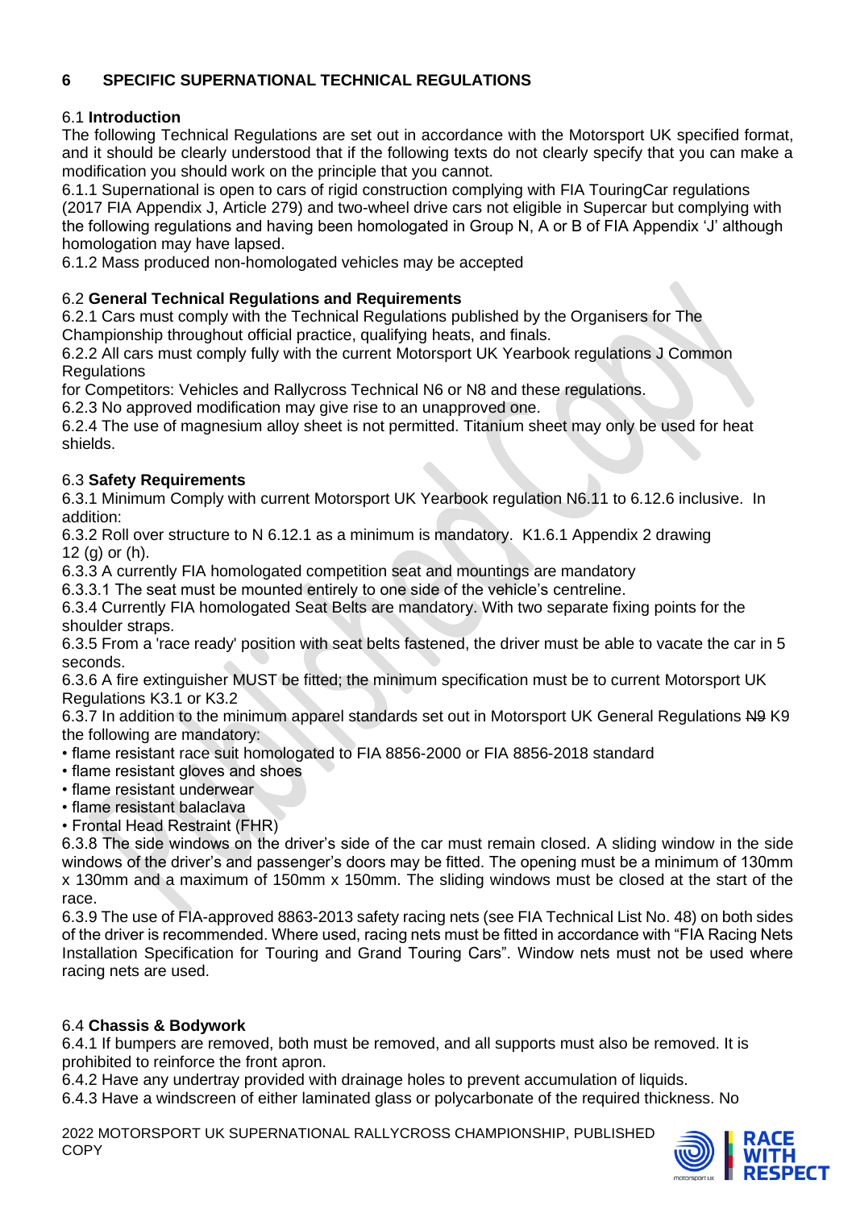## 6 SPECIFIC SUPERNATIONAL TECHNICAL REGULATIONS

6.1 **Introduction**

The following Technical Regulations are set out in accordance with the Motorsport UK specified format, and it should be clearly understood that if the following texts do not clearly specify that you can make a modification you should work on the principle that you cannot.

6.1.1 Supernational is open to cars of rigid construction complying with FIA TouringCar regulations (2017 FIA Appendix J, Article 279) and two-wheel drive cars not eligible in Supercar but complying with the following regulations and having been homologated in Group N, A or B of FIA Appendix 'J' although homologation may have lapsed.

6.1.2 Mass produced non-homologated vehicles may be accepted

6.2 **General Technical Regulations and Requirements**

6.2.1 Cars must comply with the Technical Regulations published by the Organisers for The Championship throughout official practice, qualifying heats, and finals.

6.2.2 All cars must comply fully with the current Motorsport UK Yearbook regulations J Common Regulations
for Competitors: Vehicles and Rallycross Technical N6 or N8 and these regulations.

6.2.3 No approved modification may give rise to an unapproved one.

6.2.4 The use of magnesium alloy sheet is not permitted. Titanium sheet may only be used for heat shields.

6.3 **Safety Requirements**

6.3.1 Minimum Comply with current Motorsport UK Yearbook regulation N6.11 to 6.12.6 inclusive. In addition:

6.3.2 Roll over structure to N 6.12.1 as a minimum is mandatory. K1.6.1 Appendix 2 drawing 12 (g) or (h).

6.3.3 A currently FIA homologated competition seat and mountings are mandatory

6.3.3.1 The seat must be mounted entirely to one side of the vehicle's centreline.

6.3.4 Currently FIA homologated Seat Belts are mandatory. With two separate fixing points for the shoulder straps.

6.3.5 From a 'race ready' position with seat belts fastened, the driver must be able to vacate the car in 5 seconds.

6.3.6 A fire extinguisher MUST be fitted; the minimum specification must be to current Motorsport UK Regulations K3.1 or K3.2

6.3.7 In addition to the minimum apparel standards set out in Motorsport UK General Regulations ~~N9~~ K9 the following are mandatory:

- flame resistant race suit homologated to FIA 8856-2000 or FIA 8856-2018 standard
- flame resistant gloves and shoes
- flame resistant underwear
- flame resistant balaclava
- Frontal Head Restraint (FHR)

6.3.8 The side windows on the driver's side of the car must remain closed. A sliding window in the side windows of the driver's and passenger's doors may be fitted. The opening must be a minimum of 130mm x 130mm and a maximum of 150mm x 150mm. The sliding windows must be closed at the start of the race.

6.3.9 The use of FIA-approved 8863-2013 safety racing nets (see FIA Technical List No. 48) on both sides of the driver is recommended. Where used, racing nets must be fitted in accordance with "FIA Racing Nets Installation Specification for Touring and Grand Touring Cars". Window nets must not be used where racing nets are used.

6.4 **Chassis & Bodywork**

6.4.1 If bumpers are removed, both must be removed, and all supports must also be removed. It is prohibited to reinforce the front apron.

6.4.2 Have any undertray provided with drainage holes to prevent accumulation of liquids.

6.4.3 Have a windscreen of either laminated glass or polycarbonate of the required thickness. No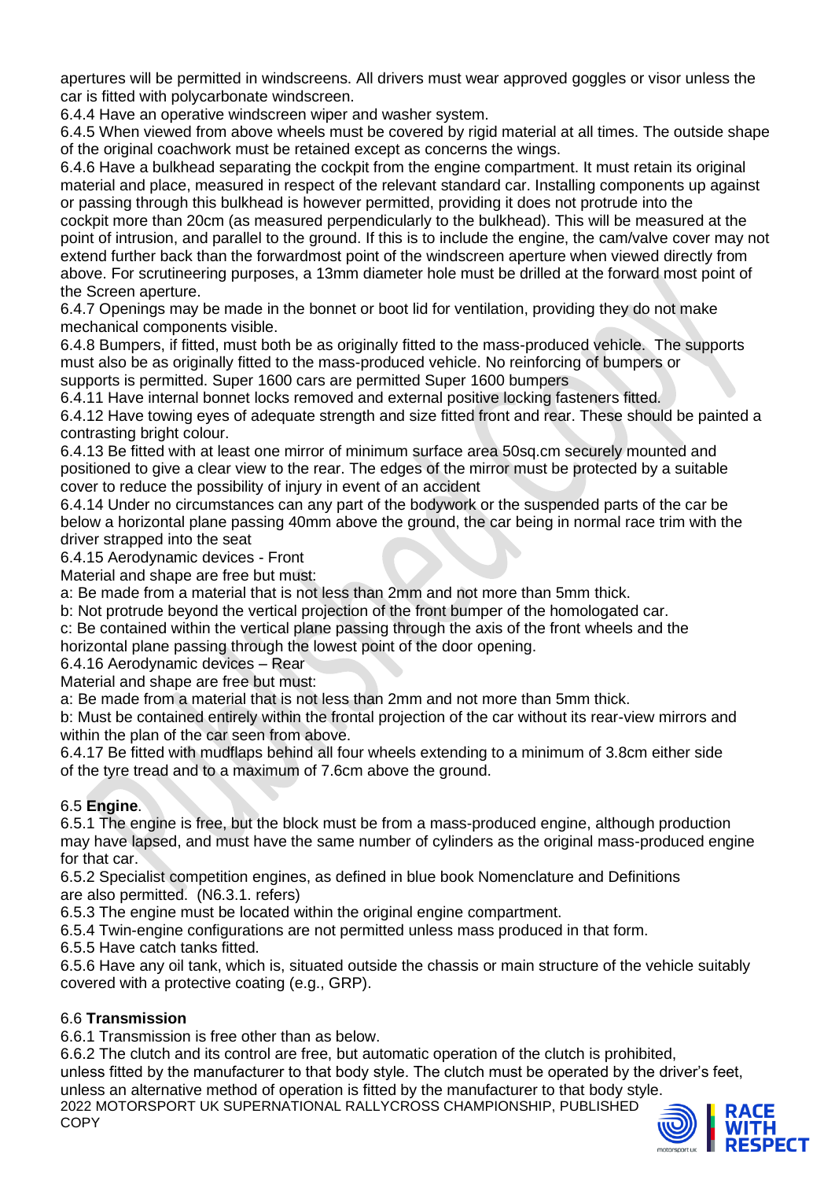apertures will be permitted in windscreens. All drivers must wear approved goggles or visor unless the car is fitted with polycarbonate windscreen.

6.4.4 Have an operative windscreen wiper and washer system.

6.4.5 When viewed from above wheels must be covered by rigid material at all times. The outside shape of the original coachwork must be retained except as concerns the wings.

6.4.6 Have a bulkhead separating the cockpit from the engine compartment. It must retain its original material and place, measured in respect of the relevant standard car. Installing components up against or passing through this bulkhead is however permitted, providing it does not protrude into the cockpit more than 20cm (as measured perpendicularly to the bulkhead). This will be measured at the point of intrusion, and parallel to the ground. If this is to include the engine, the cam/valve cover may not extend further back than the forwardmost point of the windscreen aperture when viewed directly from above. For scrutineering purposes, a 13mm diameter hole must be drilled at the forward most point of the Screen aperture.

6.4.7 Openings may be made in the bonnet or boot lid for ventilation, providing they do not make mechanical components visible.

6.4.8 Bumpers, if fitted, must both be as originally fitted to the mass-produced vehicle. The supports must also be as originally fitted to the mass-produced vehicle. No reinforcing of bumpers or supports is permitted. Super 1600 cars are permitted Super 1600 bumpers

6.4.11 Have internal bonnet locks removed and external positive locking fasteners fitted.

6.4.12 Have towing eyes of adequate strength and size fitted front and rear. These should be painted a contrasting bright colour.

6.4.13 Be fitted with at least one mirror of minimum surface area 50sq.cm securely mounted and positioned to give a clear view to the rear. The edges of the mirror must be protected by a suitable cover to reduce the possibility of injury in event of an accident

6.4.14 Under no circumstances can any part of the bodywork or the suspended parts of the car be below a horizontal plane passing 40mm above the ground, the car being in normal race trim with the driver strapped into the seat

6.4.15 Aerodynamic devices - Front

Material and shape are free but must:

a: Be made from a material that is not less than 2mm and not more than 5mm thick.

b: Not protrude beyond the vertical projection of the front bumper of the homologated car.

c: Be contained within the vertical plane passing through the axis of the front wheels and the horizontal plane passing through the lowest point of the door opening.

6.4.16 Aerodynamic devices – Rear

Material and shape are free but must:

a: Be made from a material that is not less than 2mm and not more than 5mm thick.

b: Must be contained entirely within the frontal projection of the car without its rear-view mirrors and within the plan of the car seen from above.

6.4.17 Be fitted with mudflaps behind all four wheels extending to a minimum of 3.8cm either side of the tyre tread and to a maximum of 7.6cm above the ground.

6.5 **Engine**.

6.5.1 The engine is free, but the block must be from a mass-produced engine, although production may have lapsed, and must have the same number of cylinders as the original mass-produced engine for that car.

6.5.2 Specialist competition engines, as defined in blue book Nomenclature and Definitions are also permitted. (N6.3.1. refers)

6.5.3 The engine must be located within the original engine compartment.

6.5.4 Twin-engine configurations are not permitted unless mass produced in that form.

6.5.5 Have catch tanks fitted.

6.5.6 Have any oil tank, which is, situated outside the chassis or main structure of the vehicle suitably covered with a protective coating (e.g., GRP).

6.6 **Transmission**

6.6.1 Transmission is free other than as below.

6.6.2 The clutch and its control are free, but automatic operation of the clutch is prohibited, unless fitted by the manufacturer to that body style. The clutch must be operated by the driver's feet, unless an alternative method of operation is fitted by the manufacturer to that body style.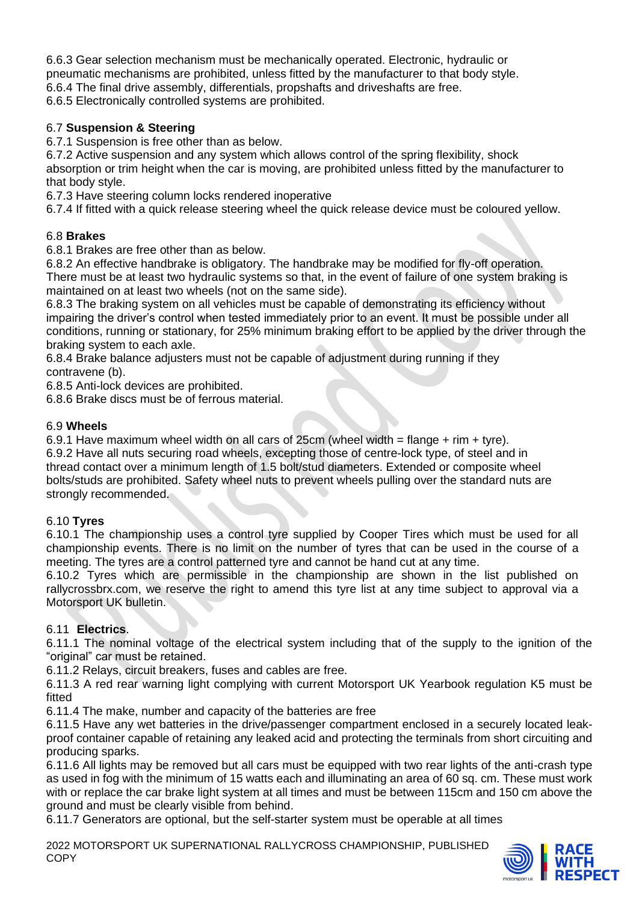6.6.3 Gear selection mechanism must be mechanically operated. Electronic, hydraulic or pneumatic mechanisms are prohibited, unless fitted by the manufacturer to that body style.
6.6.4 The final drive assembly, differentials, propshafts and driveshafts are free.
6.6.5 Electronically controlled systems are prohibited.

6.7 **Suspension & Steering**
6.7.1 Suspension is free other than as below.
6.7.2 Active suspension and any system which allows control of the spring flexibility, shock absorption or trim height when the car is moving, are prohibited unless fitted by the manufacturer to that body style.
6.7.3 Have steering column locks rendered inoperative
6.7.4 If fitted with a quick release steering wheel the quick release device must be coloured yellow.

6.8 **Brakes**
6.8.1 Brakes are free other than as below.
6.8.2 An effective handbrake is obligatory. The handbrake may be modified for fly-off operation. There must be at least two hydraulic systems so that, in the event of failure of one system braking is maintained on at least two wheels (not on the same side).
6.8.3 The braking system on all vehicles must be capable of demonstrating its efficiency without impairing the driver's control when tested immediately prior to an event. It must be possible under all conditions, running or stationary, for 25% minimum braking effort to be applied by the driver through the braking system to each axle.
6.8.4 Brake balance adjusters must not be capable of adjustment during running if they contravene (b).
6.8.5 Anti-lock devices are prohibited.
6.8.6 Brake discs must be of ferrous material.

6.9 **Wheels**
6.9.1 Have maximum wheel width on all cars of 25cm (wheel width = flange + rim + tyre).
6.9.2 Have all nuts securing road wheels, excepting those of centre-lock type, of steel and in thread contact over a minimum length of 1.5 bolt/stud diameters. Extended or composite wheel bolts/studs are prohibited. Safety wheel nuts to prevent wheels pulling over the standard nuts are strongly recommended.

6.10 **Tyres**
6.10.1 The championship uses a control tyre supplied by Cooper Tires which must be used for all championship events. There is no limit on the number of tyres that can be used in the course of a meeting. The tyres are a control patterned tyre and cannot be hand cut at any time.
6.10.2 Tyres which are permissible in the championship are shown in the list published on rallycrossbrx.com, we reserve the right to amend this tyre list at any time subject to approval via a Motorsport UK bulletin.

6.11 **Electrics**.
6.11.1 The nominal voltage of the electrical system including that of the supply to the ignition of the "original" car must be retained.
6.11.2 Relays, circuit breakers, fuses and cables are free.
6.11.3 A red rear warning light complying with current Motorsport UK Yearbook regulation K5 must be fitted
6.11.4 The make, number and capacity of the batteries are free
6.11.5 Have any wet batteries in the drive/passenger compartment enclosed in a securely located leak-proof container capable of retaining any leaked acid and protecting the terminals from short circuiting and producing sparks.
6.11.6 All lights may be removed but all cars must be equipped with two rear lights of the anti-crash type as used in fog with the minimum of 15 watts each and illuminating an area of 60 sq. cm. These must work with or replace the car brake light system at all times and must be between 115cm and 150 cm above the ground and must be clearly visible from behind.
6.11.7 Generators are optional, but the self-starter system must be operable at all times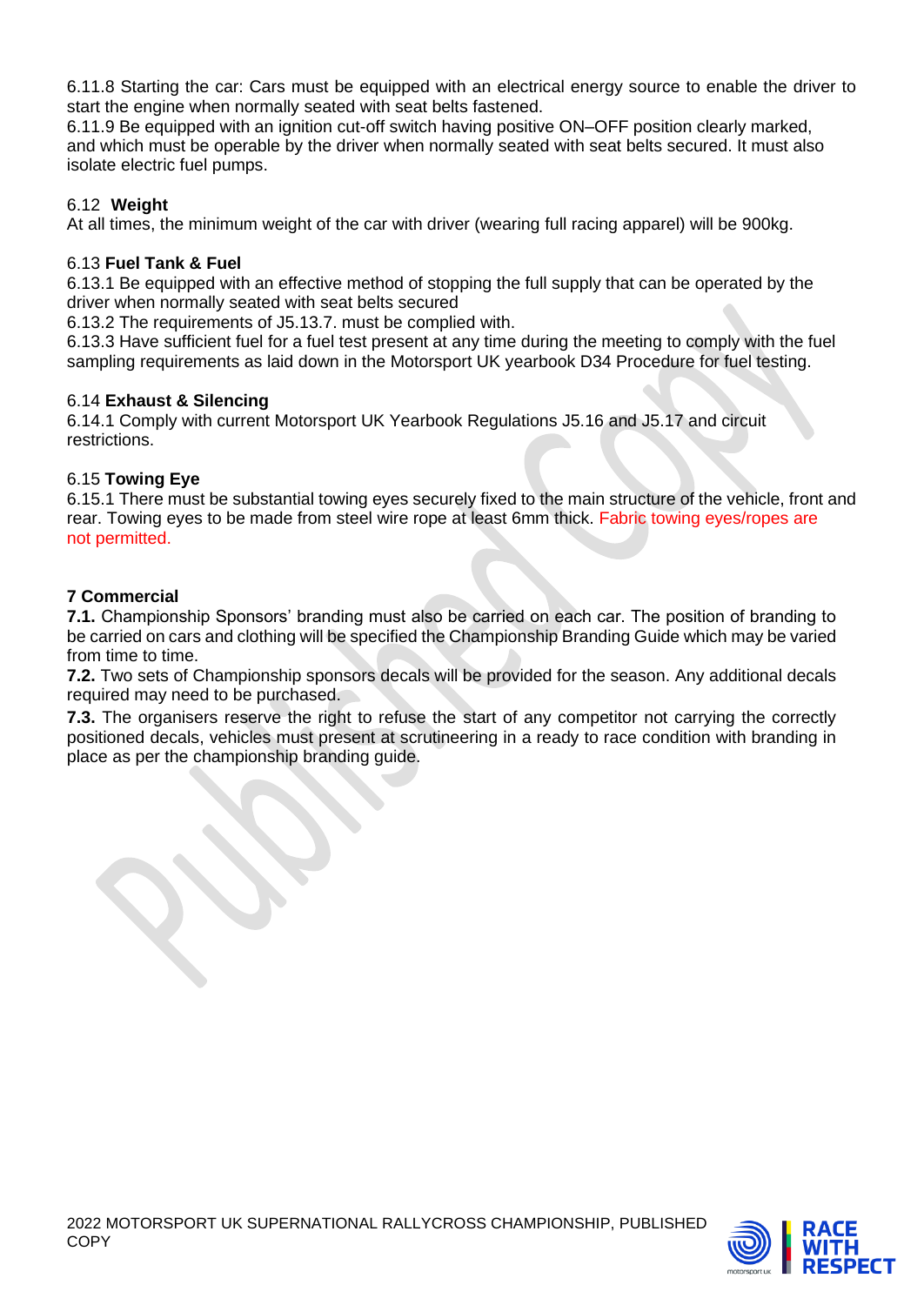6.11.8 Starting the car: Cars must be equipped with an electrical energy source to enable the driver to start the engine when normally seated with seat belts fastened.
6.11.9 Be equipped with an ignition cut-off switch having positive ON–OFF position clearly marked, and which must be operable by the driver when normally seated with seat belts secured. It must also isolate electric fuel pumps.

6.12 **Weight**
At all times, the minimum weight of the car with driver (wearing full racing apparel) will be 900kg.

6.13 **Fuel Tank & Fuel**
6.13.1 Be equipped with an effective method of stopping the full supply that can be operated by the driver when normally seated with seat belts secured
6.13.2 The requirements of J5.13.7. must be complied with.
6.13.3 Have sufficient fuel for a fuel test present at any time during the meeting to comply with the fuel sampling requirements as laid down in the Motorsport UK yearbook D34 Procedure for fuel testing.

6.14 **Exhaust & Silencing**
6.14.1 Comply with current Motorsport UK Yearbook Regulations J5.16 and J5.17 and circuit restrictions.

6.15 **Towing Eye**
6.15.1 There must be substantial towing eyes securely fixed to the main structure of the vehicle, front and rear. Towing eyes to be made from steel wire rope at least 6mm thick. Fabric towing eyes/ropes are not permitted.

**7 Commercial**

**7.1.** Championship Sponsors' branding must also be carried on each car. The position of branding to be carried on cars and clothing will be specified the Championship Branding Guide which may be varied from time to time.

**7.2.** Two sets of Championship sponsors decals will be provided for the season. Any additional decals required may need to be purchased.

**7.3.** The organisers reserve the right to refuse the start of any competitor not carrying the correctly positioned decals, vehicles must present at scrutineering in a ready to race condition with branding in place as per the championship branding guide.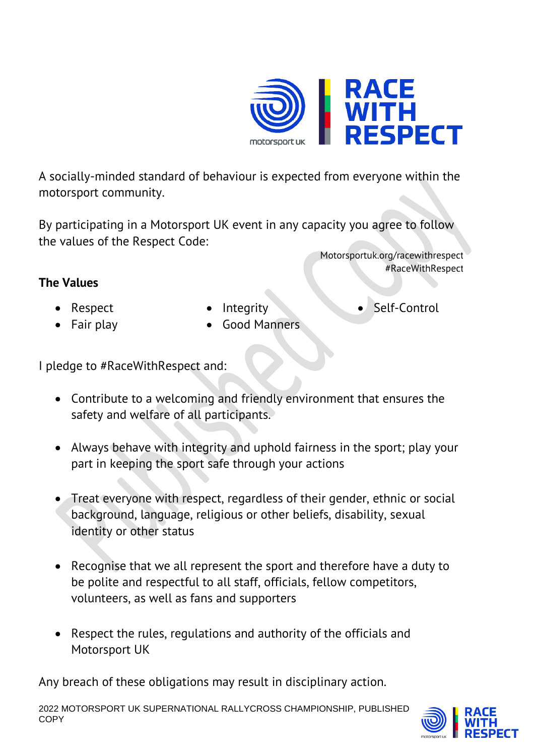A socially-minded standard of behaviour is expected from everyone within the motorsport community.

By participating in a Motorsport UK event in any capacity you agree to follow the values of the Respect Code:

Motorsportuk.org/racewithrespect
#RaceWithRespect

**The Values**

- Respect
- Fair play
- Integrity
- Good Manners
- Self-Control

I pledge to #RaceWithRespect and:

- Contribute to a welcoming and friendly environment that ensures the safety and welfare of all participants.
- Always behave with integrity and uphold fairness in the sport; play your part in keeping the sport safe through your actions
- Treat everyone with respect, regardless of their gender, ethnic or social background, language, religious or other beliefs, disability, sexual identity or other status
- Recognise that we all represent the sport and therefore have a duty to be polite and respectful to all staff, officials, fellow competitors, volunteers, as well as fans and supporters
- Respect the rules, regulations and authority of the officials and Motorsport UK

Any breach of these obligations may result in disciplinary action.